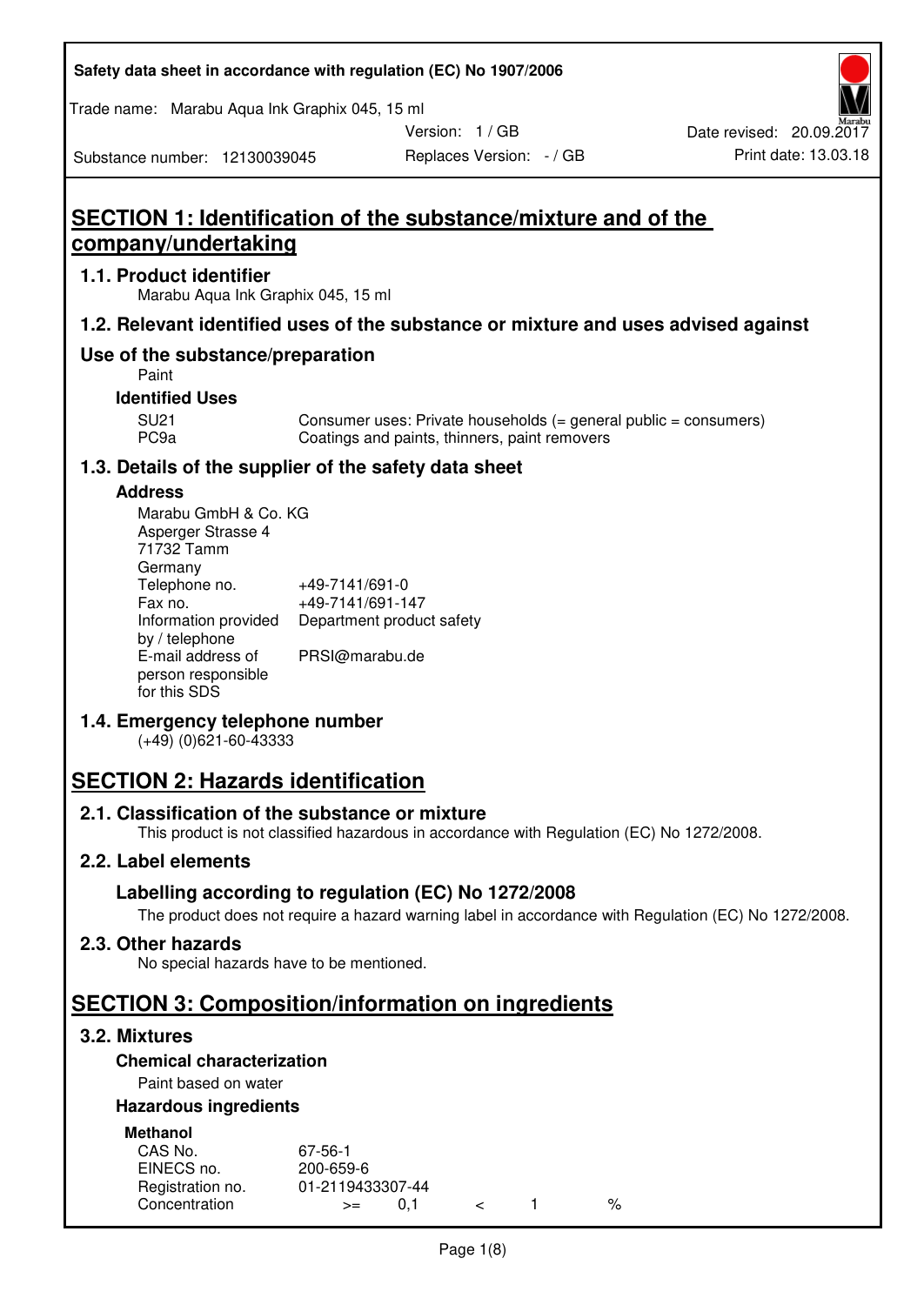# SECTION 1: Identification of the substance/mixture and of the company/undertaking

## 1.1. Product identifier

Marabu Aqua Ink Graphix 045, 15 ml

## 1.2. Relevant identified uses of the substance or mixture and uses advised against

### Use of the substance/preparation

Paint

**Identified Uses**

| | |
|---|---|
| SU21 | Consumer uses: Private households (= general public = consumers) |
| PC9a | Coatings and paints, thinners, paint removers |

## 1.3. Details of the supplier of the safety data sheet

**Address**

Marabu GmbH & Co. KG
Asperger Strasse 4
71732 Tamm
Germany

| | |
|---|---|
| Telephone no. | +49-7141/691-0 |
| Fax no. | +49-7141/691-147 |
| Information provided by / telephone | Department product safety |
| E-mail address of person responsible for this SDS | PRSI@marabu.de |

## 1.4. Emergency telephone number

(+49) (0)621-60-43333

# SECTION 2: Hazards identification

## 2.1. Classification of the substance or mixture

This product is not classified hazardous in accordance with Regulation (EC) No 1272/2008.

## 2.2. Label elements

### Labelling according to regulation (EC) No 1272/2008

The product does not require a hazard warning label in accordance with Regulation (EC) No 1272/2008.

## 2.3. Other hazards

No special hazards have to be mentioned.

# SECTION 3: Composition/information on ingredients

## 3.2. Mixtures

**Chemical characterization**

Paint based on water

**Hazardous ingredients**

**Methanol**

| | |
|---|---|
| CAS No. | 67-56-1 |
| EINECS no. | 200-659-6 |
| Registration no. | 01-2119433307-44 |
| Concentration | >= 0,1 < 1 % |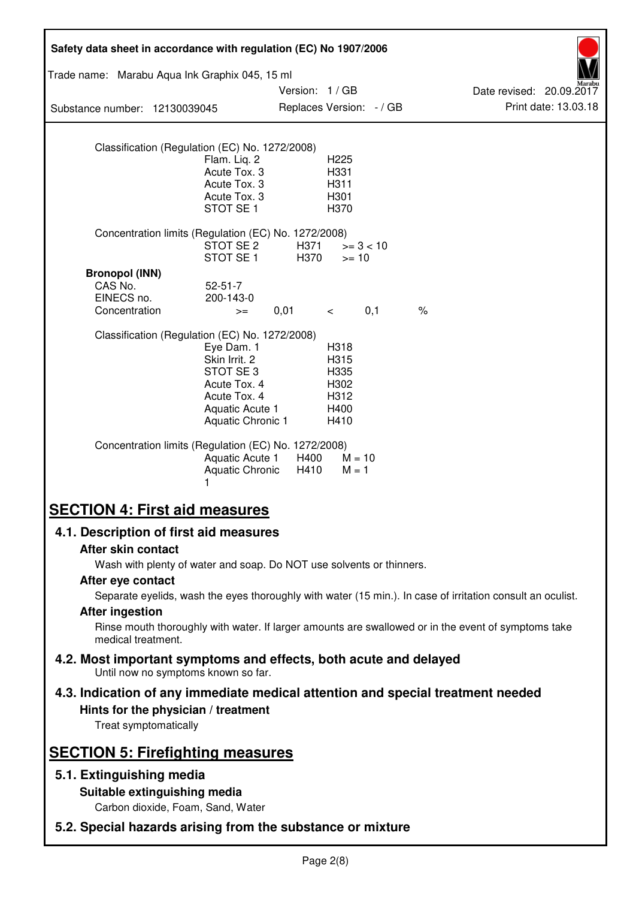Classification (Regulation (EC) No. 1272/2008)

| | |
|---|---|
| Flam. Liq. 2 | H225 |
| Acute Tox. 3 | H331 |
| Acute Tox. 3 | H311 |
| Acute Tox. 3 | H301 |
| STOT SE 1 | H370 |

Concentration limits (Regulation (EC) No. 1272/2008)

| | | |
|---|---|---|
| STOT SE 2 | H371 | >= 3 < 10 |
| STOT SE 1 | H370 | >= 10 |

**Bronopol (INN)**

CAS No. 52-51-7
EINECS no. 200-143-0
Concentration >= 0,01 < 0,1 %

Classification (Regulation (EC) No. 1272/2008)

| | |
|---|---|
| Eye Dam. 1 | H318 |
| Skin Irrit. 2 | H315 |
| STOT SE 3 | H335 |
| Acute Tox. 4 | H302 |
| Acute Tox. 4 | H312 |
| Aquatic Acute 1 | H400 |
| Aquatic Chronic 1 | H410 |

Concentration limits (Regulation (EC) No. 1272/2008)

| | | |
|---|---|---|
| Aquatic Acute 1 | H400 | M = 10 |
| Aquatic Chronic 1 | H410 | M = 1 |

# SECTION 4: First aid measures

## 4.1. Description of first aid measures

### After skin contact

Wash with plenty of water and soap. Do NOT use solvents or thinners.

### After eye contact

Separate eyelids, wash the eyes thoroughly with water (15 min.). In case of irritation consult an oculist.

### After ingestion

Rinse mouth thoroughly with water. If larger amounts are swallowed or in the event of symptoms take medical treatment.

## 4.2. Most important symptoms and effects, both acute and delayed

Until now no symptoms known so far.

## 4.3. Indication of any immediate medical attention and special treatment needed

### Hints for the physician / treatment

Treat symptomatically

# SECTION 5: Firefighting measures

## 5.1. Extinguishing media

### Suitable extinguishing media

Carbon dioxide, Foam, Sand, Water

## 5.2. Special hazards arising from the substance or mixture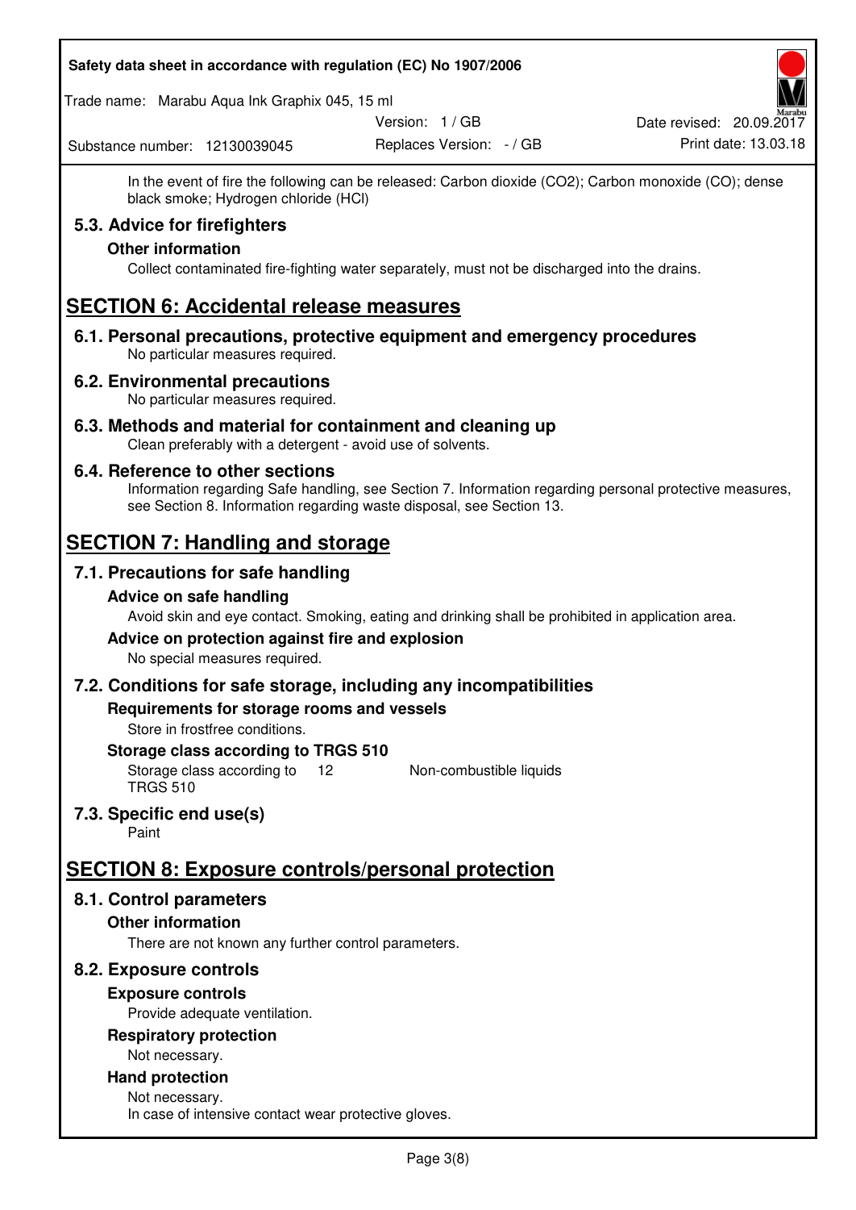In the event of fire the following can be released: Carbon dioxide ($CO_2$); Carbon monoxide (CO); dense black smoke; Hydrogen chloride (HCl)

### 5.3. Advice for firefighters

**Other information**

Collect contaminated fire-fighting water separately, must not be discharged into the drains.

## SECTION 6: Accidental release measures

### 6.1. Personal precautions, protective equipment and emergency procedures

No particular measures required.

### 6.2. Environmental precautions

No particular measures required.

### 6.3. Methods and material for containment and cleaning up

Clean preferably with a detergent - avoid use of solvents.

### 6.4. Reference to other sections

Information regarding Safe handling, see Section 7. Information regarding personal protective measures, see Section 8. Information regarding waste disposal, see Section 13.

## SECTION 7: Handling and storage

### 7.1. Precautions for safe handling

**Advice on safe handling**

Avoid skin and eye contact. Smoking, eating and drinking shall be prohibited in application area.

**Advice on protection against fire and explosion**

No special measures required.

### 7.2. Conditions for safe storage, including any incompatibilities

**Requirements for storage rooms and vessels**

Store in frostfree conditions.

**Storage class according to TRGS 510**

| Storage class according to TRGS 510 | 12 | Non-combustible liquids |
|---|---|---|

### 7.3. Specific end use(s)

Paint

## SECTION 8: Exposure controls/personal protection

### 8.1. Control parameters

**Other information**

There are not known any further control parameters.

### 8.2. Exposure controls

**Exposure controls**

Provide adequate ventilation.

**Respiratory protection**

Not necessary.

**Hand protection**

Not necessary.
In case of intensive contact wear protective gloves.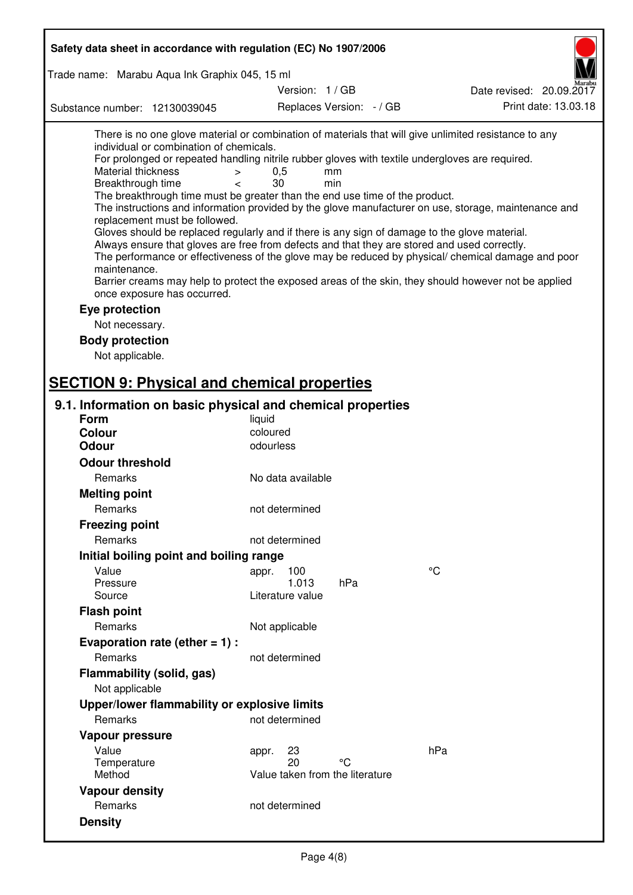There is no one glove material or combination of materials that will give unlimited resistance to any individual or combination of chemicals.

For prolonged or repeated handling nitrile rubber gloves with textile undergloves are required.

| | | | |
|---|---|---|---|
| Material thickness | > | 0,5 | mm |
| Breakthrough time | < | 30 | min |

The breakthrough time must be greater than the end use time of the product.

The instructions and information provided by the glove manufacturer on use, storage, maintenance and replacement must be followed.

Gloves should be replaced regularly and if there is any sign of damage to the glove material.

Always ensure that gloves are free from defects and that they are stored and used correctly.

The performance or effectiveness of the glove may be reduced by physical/ chemical damage and poor maintenance.

Barrier creams may help to protect the exposed areas of the skin, they should however not be applied once exposure has occurred.

**Eye protection**

Not necessary.

**Body protection**

Not applicable.

# SECTION 9: Physical and chemical properties

## 9.1. Information on basic physical and chemical properties

**Form** liquid

**Colour** coloured

**Odour** odourless

**Odour threshold**

| | |
|---|---|
| Remarks | No data available |

**Melting point**

| | |
|---|---|
| Remarks | not determined |

**Freezing point**

| | |
|---|---|
| Remarks | not determined |

**Initial boiling point and boiling range**

| | | |
|---|---|---|
| Value | appr. 100 | °C |
| Pressure | 1.013 hPa | |
| Source | Literature value | |

**Flash point**

| | |
|---|---|
| Remarks | Not applicable |

**Evaporation rate (ether = 1) :**

| | |
|---|---|
| Remarks | not determined |

**Flammability (solid, gas)**

Not applicable

**Upper/lower flammability or explosive limits**

| | |
|---|---|
| Remarks | not determined |

**Vapour pressure**

| | | |
|---|---|---|
| Value | appr. 23 | hPa |
| Temperature | 20 °C | |
| Method | Value taken from the literature | |

**Vapour density**

| | |
|---|---|
| Remarks | not determined |

**Density**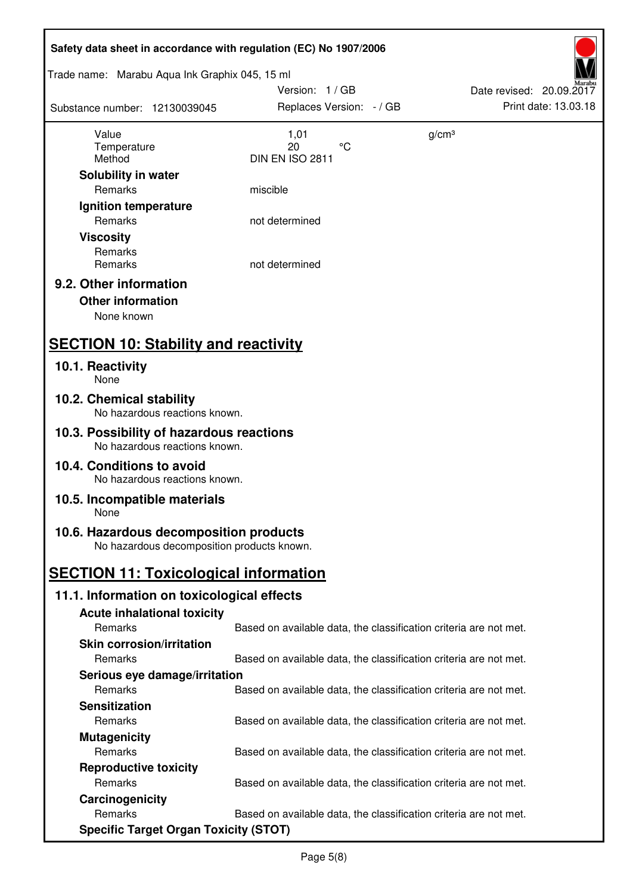| | | |
|---|---|---|
| Value | 1,01 | g/cm³ |
| Temperature | 20 °C | |
| Method | DIN EN ISO 2811 | |

**Solubility in water**

| | |
|---|---|
| Remarks | miscible |

**Ignition temperature**

| | |
|---|---|
| Remarks | not determined |

**Viscosity**

| | |
|---|---|
| Remarks | |
| Remarks | not determined |

### 9.2. Other information

**Other information**

None known

## SECTION 10: Stability and reactivity

### 10.1. Reactivity

None

### 10.2. Chemical stability

No hazardous reactions known.

### 10.3. Possibility of hazardous reactions

No hazardous reactions known.

### 10.4. Conditions to avoid

No hazardous reactions known.

### 10.5. Incompatible materials

None

### 10.6. Hazardous decomposition products

No hazardous decomposition products known.

## SECTION 11: Toxicological information

### 11.1. Information on toxicological effects

**Acute inhalational toxicity**

| | |
|---|---|
| Remarks | Based on available data, the classification criteria are not met. |

**Skin corrosion/irritation**

| | |
|---|---|
| Remarks | Based on available data, the classification criteria are not met. |

**Serious eye damage/irritation**

| | |
|---|---|
| Remarks | Based on available data, the classification criteria are not met. |

**Sensitization**

| | |
|---|---|
| Remarks | Based on available data, the classification criteria are not met. |

**Mutagenicity**

| | |
|---|---|
| Remarks | Based on available data, the classification criteria are not met. |

**Reproductive toxicity**

| | |
|---|---|
| Remarks | Based on available data, the classification criteria are not met. |

**Carcinogenicity**

| | |
|---|---|
| Remarks | Based on available data, the classification criteria are not met. |

**Specific Target Organ Toxicity (STOT)**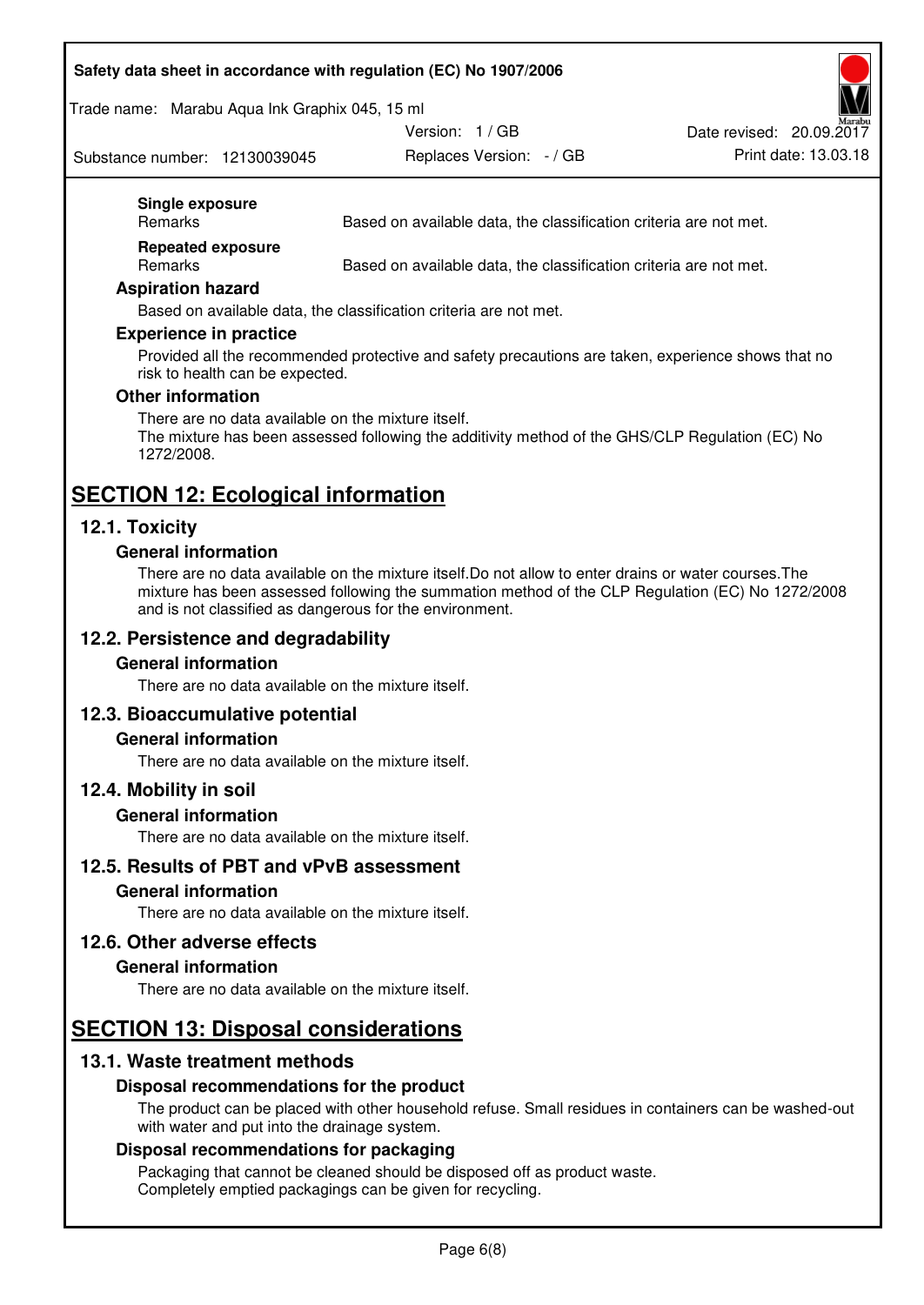**Single exposure**

Remarks — Based on available data, the classification criteria are not met.

**Repeated exposure**

Remarks — Based on available data, the classification criteria are not met.

### Aspiration hazard

Based on available data, the classification criteria are not met.

### Experience in practice

Provided all the recommended protective and safety precautions are taken, experience shows that no risk to health can be expected.

### Other information

There are no data available on the mixture itself.
The mixture has been assessed following the additivity method of the GHS/CLP Regulation (EC) No 1272/2008.

# SECTION 12: Ecological information

## 12.1. Toxicity

### General information

There are no data available on the mixture itself.Do not allow to enter drains or water courses.The mixture has been assessed following the summation method of the CLP Regulation (EC) No 1272/2008 and is not classified as dangerous for the environment.

## 12.2. Persistence and degradability

### General information

There are no data available on the mixture itself.

## 12.3. Bioaccumulative potential

### General information

There are no data available on the mixture itself.

## 12.4. Mobility in soil

### General information

There are no data available on the mixture itself.

## 12.5. Results of PBT and vPvB assessment

### General information

There are no data available on the mixture itself.

## 12.6. Other adverse effects

### General information

There are no data available on the mixture itself.

# SECTION 13: Disposal considerations

## 13.1. Waste treatment methods

### Disposal recommendations for the product

The product can be placed with other household refuse. Small residues in containers can be washed-out with water and put into the drainage system.

### Disposal recommendations for packaging

Packaging that cannot be cleaned should be disposed off as product waste.
Completely emptied packagings can be given for recycling.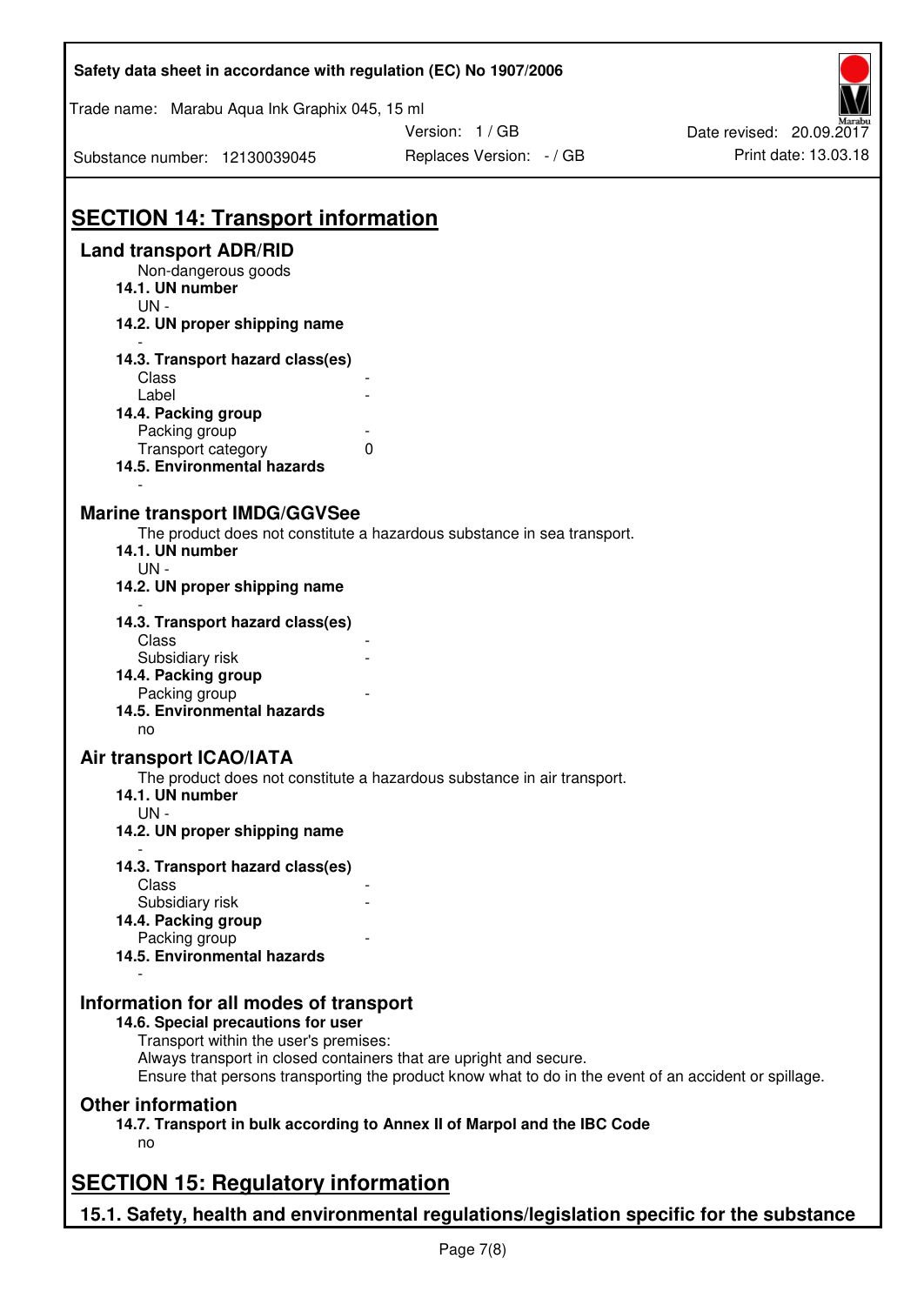## SECTION 14: Transport information

### Land transport ADR/RID

Non-dangerous goods

**14.1. UN number**

UN -

**14.2. UN proper shipping name**

-

**14.3. Transport hazard class(es)**

| | |
|---|---|
| Class | - |
| Label | - |

**14.4. Packing group**

| | |
|---|---|
| Packing group | - |
| Transport category | 0 |

**14.5. Environmental hazards**

-

### Marine transport IMDG/GGVSee

The product does not constitute a hazardous substance in sea transport.

**14.1. UN number**

UN -

**14.2. UN proper shipping name**

-

**14.3. Transport hazard class(es)**

| | |
|---|---|
| Class | - |
| Subsidiary risk | - |

**14.4. Packing group**

| | |
|---|---|
| Packing group | - |

**14.5. Environmental hazards**

no

### Air transport ICAO/IATA

The product does not constitute a hazardous substance in air transport.

**14.1. UN number**

UN -

**14.2. UN proper shipping name**

-

**14.3. Transport hazard class(es)**

| | |
|---|---|
| Class | - |
| Subsidiary risk | - |

**14.4. Packing group**

| | |
|---|---|
| Packing group | - |

**14.5. Environmental hazards**

-

### Information for all modes of transport

**14.6. Special precautions for user**

Transport within the user's premises:
Always transport in closed containers that are upright and secure.
Ensure that persons transporting the product know what to do in the event of an accident or spillage.

### Other information

**14.7. Transport in bulk according to Annex II of Marpol and the IBC Code**

no

## SECTION 15: Regulatory information

### 15.1. Safety, health and environmental regulations/legislation specific for the substance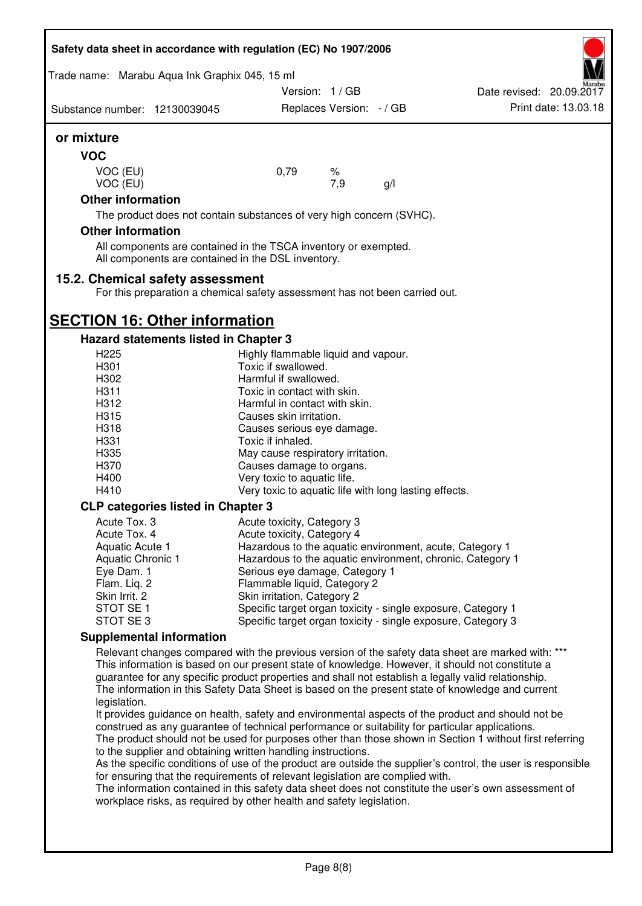## or mixture

### VOC

| | | | |
|---|---|---|---|
| VOC (EU) | 0,79 | % | |
| VOC (EU) | | 7,9 | g/l |

### Other information

The product does not contain substances of very high concern (SVHC).

### Other information

All components are contained in the TSCA inventory or exempted.
All components are contained in the DSL inventory.

## 15.2. Chemical safety assessment

For this preparation a chemical safety assessment has not been carried out.

# SECTION 16: Other information

### Hazard statements listed in Chapter 3

| | |
|---|---|
| H225 | Highly flammable liquid and vapour. |
| H301 | Toxic if swallowed. |
| H302 | Harmful if swallowed. |
| H311 | Toxic in contact with skin. |
| H312 | Harmful in contact with skin. |
| H315 | Causes skin irritation. |
| H318 | Causes serious eye damage. |
| H331 | Toxic if inhaled. |
| H335 | May cause respiratory irritation. |
| H370 | Causes damage to organs. |
| H400 | Very toxic to aquatic life. |
| H410 | Very toxic to aquatic life with long lasting effects. |

### CLP categories listed in Chapter 3

| | |
|---|---|
| Acute Tox. 3 | Acute toxicity, Category 3 |
| Acute Tox. 4 | Acute toxicity, Category 4 |
| Aquatic Acute 1 | Hazardous to the aquatic environment, acute, Category 1 |
| Aquatic Chronic 1 | Hazardous to the aquatic environment, chronic, Category 1 |
| Eye Dam. 1 | Serious eye damage, Category 1 |
| Flam. Liq. 2 | Flammable liquid, Category 2 |
| Skin Irrit. 2 | Skin irritation, Category 2 |
| STOT SE 1 | Specific target organ toxicity - single exposure, Category 1 |
| STOT SE 3 | Specific target organ toxicity - single exposure, Category 3 |

### Supplemental information

Relevant changes compared with the previous version of the safety data sheet are marked with: ***
This information is based on our present state of knowledge. However, it should not constitute a guarantee for any specific product properties and shall not establish a legally valid relationship.
The information in this Safety Data Sheet is based on the present state of knowledge and current legislation.
It provides guidance on health, safety and environmental aspects of the product and should not be construed as any guarantee of technical performance or suitability for particular applications.
The product should not be used for purposes other than those shown in Section 1 without first referring to the supplier and obtaining written handling instructions.
As the specific conditions of use of the product are outside the supplier's control, the user is responsible for ensuring that the requirements of relevant legislation are complied with.
The information contained in this safety data sheet does not constitute the user's own assessment of workplace risks, as required by other health and safety legislation.